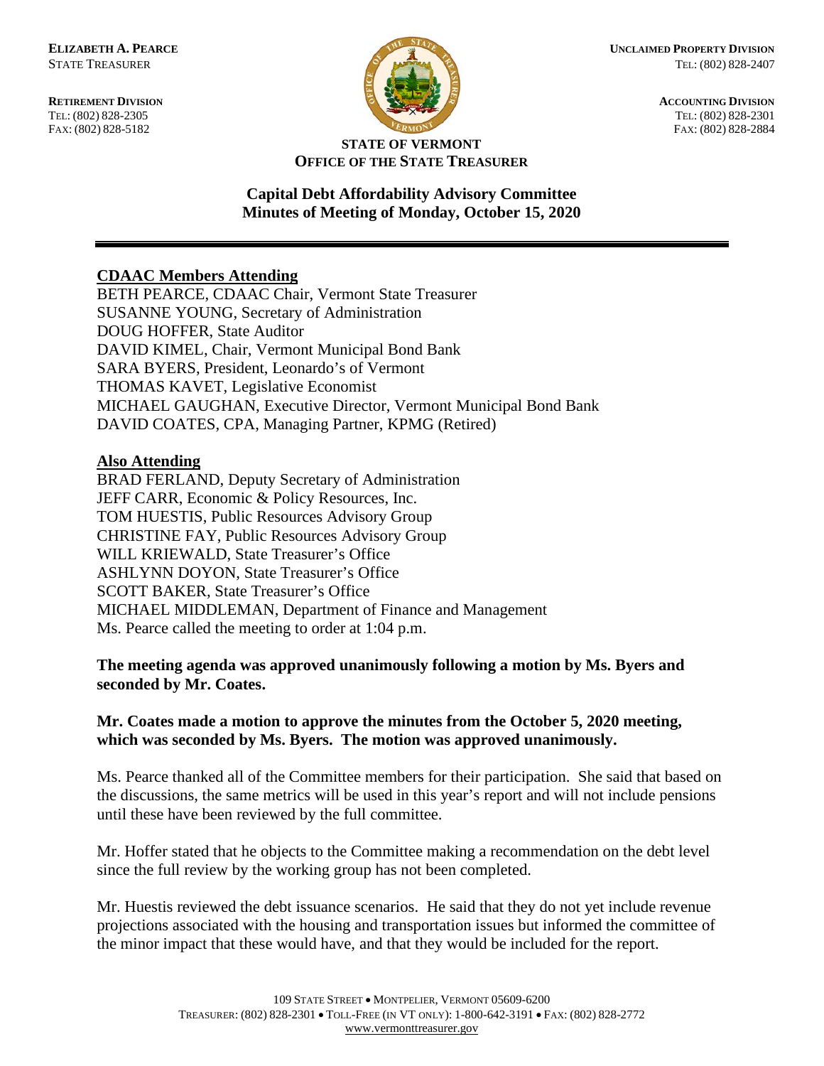**ELIZABETH A. PEARCE**
STATE TREASURER

**RETIREMENT DIVISION**
TEL: (802) 828-2305
FAX: (802) 828-5182

**UNCLAIMED PROPERTY DIVISION**
TEL: (802) 828-2407

**ACCOUNTING DIVISION**
TEL: (802) 828-2301
FAX: (802) 828-2884

**STATE OF VERMONT**
**OFFICE OF THE STATE TREASURER**

**Capital Debt Affordability Advisory Committee**
**Minutes of Meeting of Monday, October 15, 2020**

---

**CDAAC Members Attending**

BETH PEARCE, CDAAC Chair, Vermont State Treasurer
SUSANNE YOUNG, Secretary of Administration
DOUG HOFFER, State Auditor
DAVID KIMEL, Chair, Vermont Municipal Bond Bank
SARA BYERS, President, Leonardo's of Vermont
THOMAS KAVET, Legislative Economist
MICHAEL GAUGHAN, Executive Director, Vermont Municipal Bond Bank
DAVID COATES, CPA, Managing Partner, KPMG (Retired)

**Also Attending**

BRAD FERLAND, Deputy Secretary of Administration
JEFF CARR, Economic & Policy Resources, Inc.
TOM HUESTIS, Public Resources Advisory Group
CHRISTINE FAY, Public Resources Advisory Group
WILL KRIEWALD, State Treasurer's Office
ASHLYNN DOYON, State Treasurer's Office
SCOTT BAKER, State Treasurer's Office
MICHAEL MIDDLEMAN, Department of Finance and Management
Ms. Pearce called the meeting to order at 1:04 p.m.

**The meeting agenda was approved unanimously following a motion by Ms. Byers and seconded by Mr. Coates.**

**Mr. Coates made a motion to approve the minutes from the October 5, 2020 meeting, which was seconded by Ms. Byers. The motion was approved unanimously.**

Ms. Pearce thanked all of the Committee members for their participation. She said that based on the discussions, the same metrics will be used in this year's report and will not include pensions until these have been reviewed by the full committee.

Mr. Hoffer stated that he objects to the Committee making a recommendation on the debt level since the full review by the working group has not been completed.

Mr. Huestis reviewed the debt issuance scenarios. He said that they do not yet include revenue projections associated with the housing and transportation issues but informed the committee of the minor impact that these would have, and that they would be included for the report.

109 STATE STREET • MONTPELIER, VERMONT 05609-6200
TREASURER: (802) 828-2301 • TOLL-FREE (IN VT ONLY): 1-800-642-3191 • FAX: (802) 828-2772
www.vermonttreasurer.gov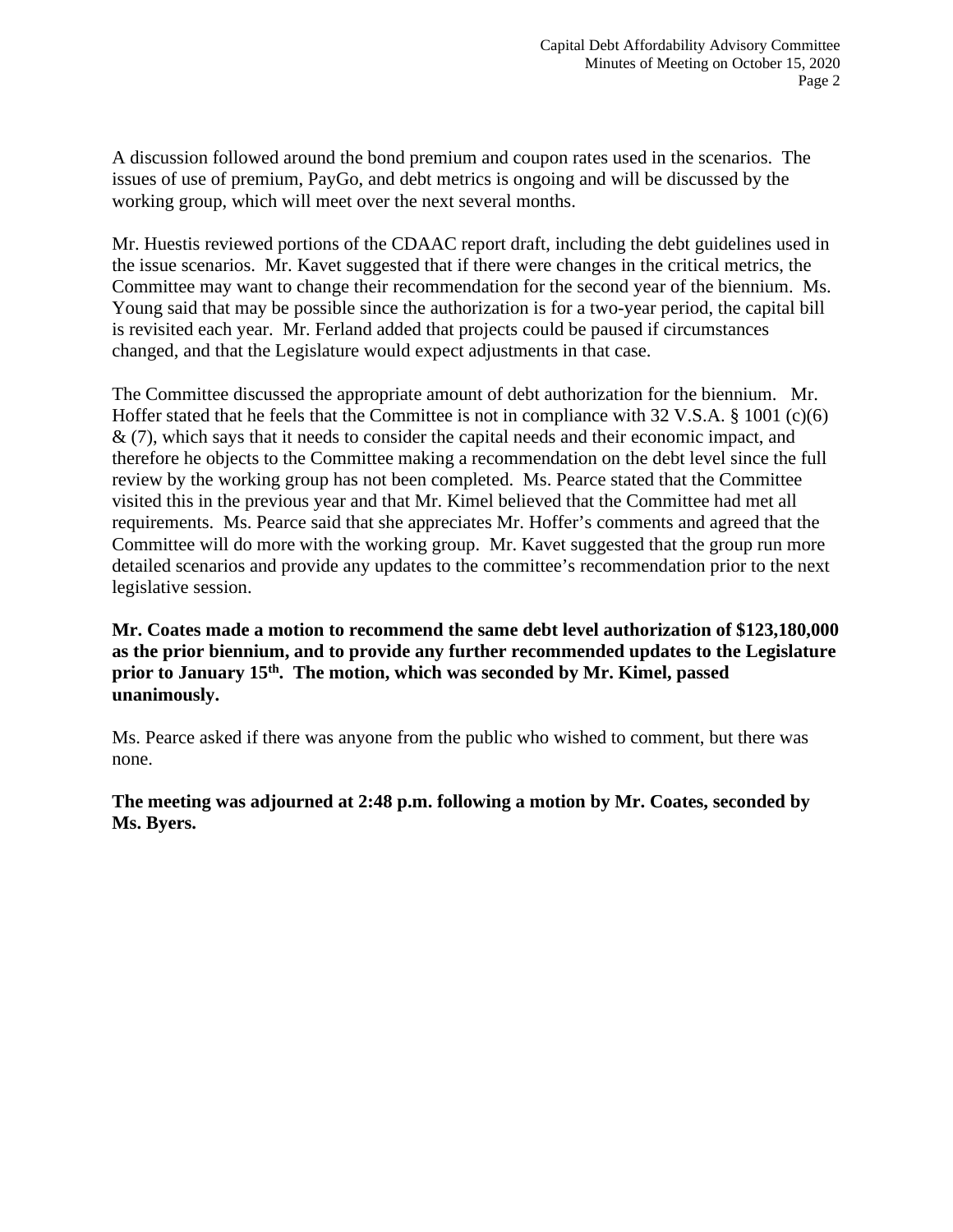A discussion followed around the bond premium and coupon rates used in the scenarios. The issues of use of premium, PayGo, and debt metrics is ongoing and will be discussed by the working group, which will meet over the next several months.

Mr. Huestis reviewed portions of the CDAAC report draft, including the debt guidelines used in the issue scenarios. Mr. Kavet suggested that if there were changes in the critical metrics, the Committee may want to change their recommendation for the second year of the biennium. Ms. Young said that may be possible since the authorization is for a two-year period, the capital bill is revisited each year. Mr. Ferland added that projects could be paused if circumstances changed, and that the Legislature would expect adjustments in that case.

The Committee discussed the appropriate amount of debt authorization for the biennium. Mr. Hoffer stated that he feels that the Committee is not in compliance with 32 V.S.A. § 1001 (c)(6) & (7), which says that it needs to consider the capital needs and their economic impact, and therefore he objects to the Committee making a recommendation on the debt level since the full review by the working group has not been completed. Ms. Pearce stated that the Committee visited this in the previous year and that Mr. Kimel believed that the Committee had met all requirements. Ms. Pearce said that she appreciates Mr. Hoffer's comments and agreed that the Committee will do more with the working group. Mr. Kavet suggested that the group run more detailed scenarios and provide any updates to the committee's recommendation prior to the next legislative session.

**Mr. Coates made a motion to recommend the same debt level authorization of $123,180,000 as the prior biennium, and to provide any further recommended updates to the Legislature prior to January 15th. The motion, which was seconded by Mr. Kimel, passed unanimously.**

Ms. Pearce asked if there was anyone from the public who wished to comment, but there was none.

**The meeting was adjourned at 2:48 p.m. following a motion by Mr. Coates, seconded by Ms. Byers.**